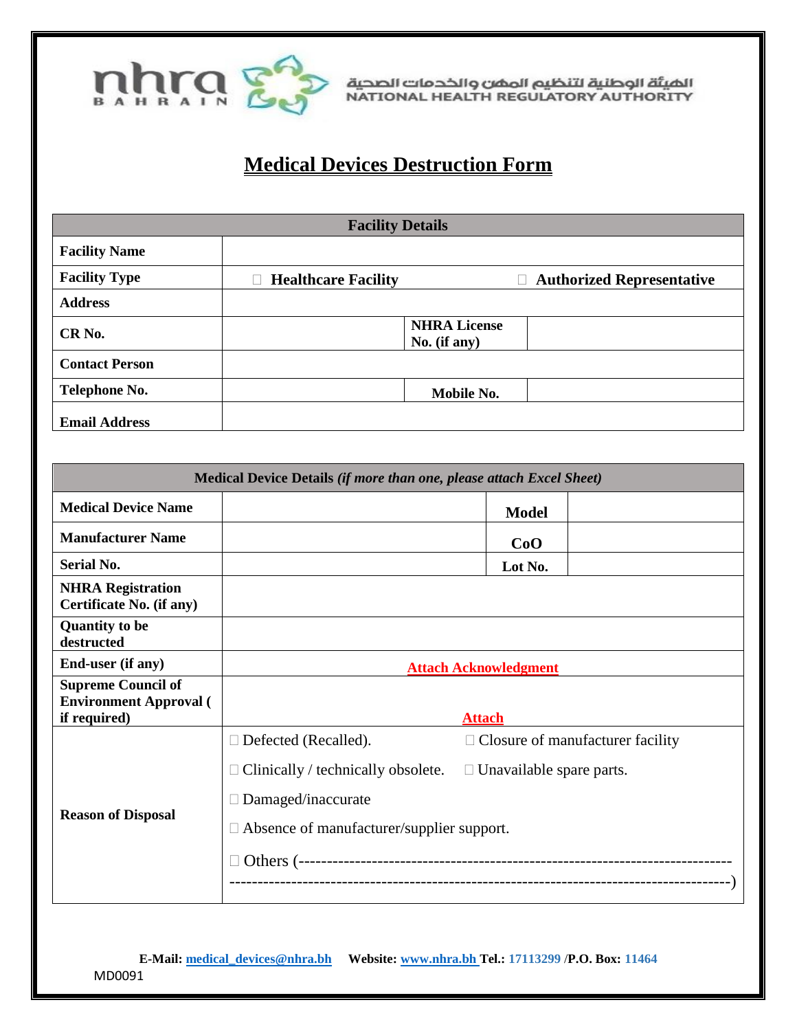الهيئة الوطنية لتنظيم المهن والخدمات الصحية
NATIONAL HEALTH REGULATORY AUTHORITY

# Medical Devices Destruction Form

| Facility Details | | | |
|---|---|---|---|
| **Facility Name** | | | |
| **Facility Type** | ☐ **Healthcare Facility** | | ☐ **Authorized Representative** |
| **Address** | | | |
| **CR No.** | | **NHRA License No. (if any)** | |
| **Contact Person** | | | |
| **Telephone No.** | | **Mobile No.** | |
| **Email Address** | | | |

| Medical Device Details *(if more than one, please attach Excel Sheet)* | | | |
|---|---|---|---|
| **Medical Device Name** | | **Model** | |
| **Manufacturer Name** | | **CoO** | |
| **Serial No.** | | **Lot No.** | |
| **NHRA Registration Certificate No. (if any)** | | | |
| **Quantity to be destructed** | | | |
| **End-user (if any)** | Attach Acknowledgment | | |
| **Supreme Council of Environment Approval ( if required)** | Attach | | |
| **Reason of Disposal** | ☐ Defected (Recalled).<br>☐ Clinically / technically obsolete.<br>☐ Damaged/inaccurate<br>☐ Absence of manufacturer/supplier support.<br>☐ Others (------------------------------------------------------------------------- -------------------------------------------------------------------------------------) | ☐ Closure of manufacturer facility<br>☐ Unavailable spare parts. | |

**E-Mail:** medical_devices@nhra.bh **Website:** www.nhra.bh **Tel.:** 17113299 /**P.O. Box:** 11464

MD0091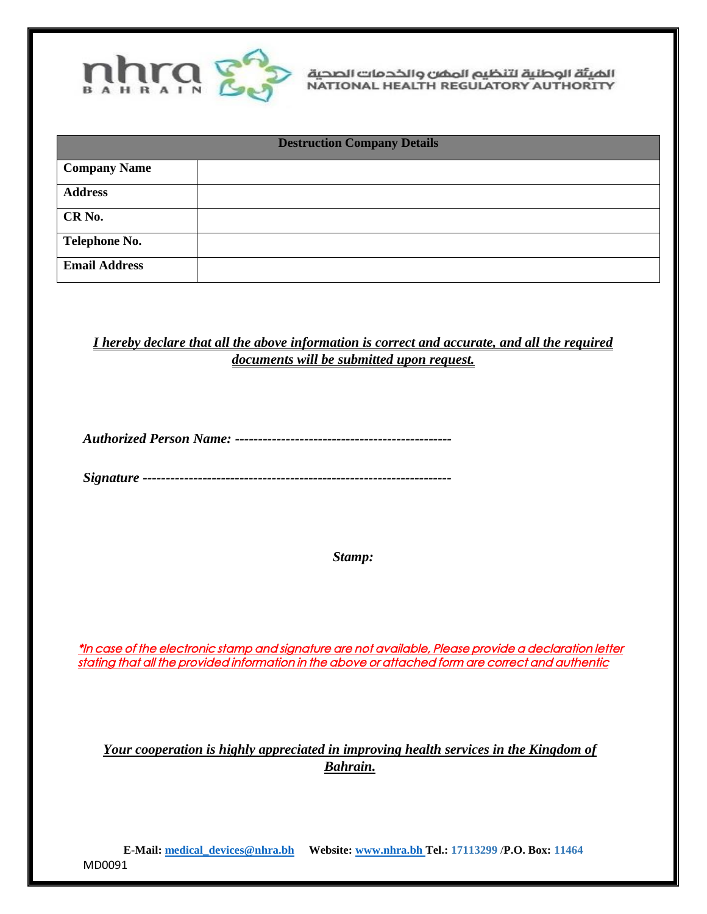الهيئة الوطنية لتنظيم المهن والخدمات الصحية
NATIONAL HEALTH REGULATORY AUTHORITY

| Destruction Company Details | |
|---|---|
| **Company Name** | |
| **Address** | |
| **CR No.** | |
| **Telephone No.** | |
| **Email Address** | |

***I hereby declare that all the above information is correct and accurate, and all the required documents will be submitted upon request.***

***Authorized Person Name:*** ----------------------------------------------

***Signature*** ----------------------------------------------------------------

***Stamp:***

*\*In case of the electronic stamp and signature are not available, Please provide a declaration letter stating that all the provided information in the above or attached form are correct and authentic*

***Your cooperation is highly appreciated in improving health services in the Kingdom of Bahrain.***

**E-Mail:** medical_devices@nhra.bh **Website:** www.nhra.bh **Tel.:** 17113299 /**P.O. Box:** 11464

MD0091